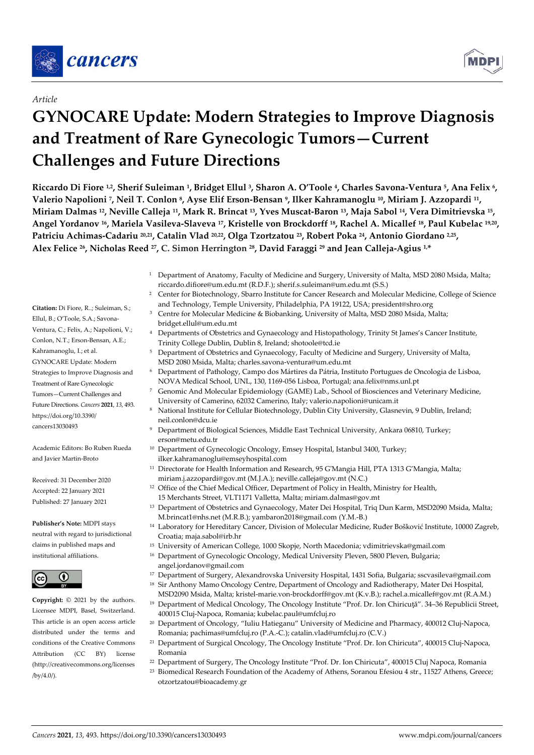*Article*

# GYNOCARE Update: Modern Strategies to Improve Diagnosis and Treatment of Rare Gynecologic Tumors—Current Challenges and Future Directions

**Riccardo Di Fiore [1,2], Sherif Suleiman [1], Bridget Ellul [3], Sharon A. O'Toole [4], Charles Savona-Ventura [5], Ana Felix [6], Valerio Napolioni [7], Neil T. Conlon [8], Ayse Elif Erson-Bensan [9], Ilker Kahramanoglu [10], Miriam J. Azzopardi [11], Miriam Dalmas [12], Neville Calleja [11], Mark R. Brincat [13], Yves Muscat-Baron [13], Maja Sabol [14], Vera Dimitrievska [15], Angel Yordanov [16], Mariela Vasileva-Slaveva [17], Kristelle von Brockdorff [18], Rachel A. Micallef [18], Paul Kubelac [19,20], Patriciu Achimas-Cadariu [20,21], Catalin Vlad [20,22], Olga Tzortzatou [23], Robert Poka [24], Antonio Giordano [2,25], Alex Felice [26], Nicholas Reed [27], C. Simon Herrington [28], David Faraggi [29] and Jean Calleja-Agius [1,*]**

[1] Department of Anatomy, Faculty of Medicine and Surgery, University of Malta, MSD 2080 Msida, Malta; riccardo.difiore@um.edu.mt (R.D.F.); sherif.s.suleiman@um.edu.mt (S.S.)
[2] Center for Biotechnology, Sbarro Institute for Cancer Research and Molecular Medicine, College of Science and Technology, Temple University, Philadelphia, PA 19122, USA; president@shro.org
[3] Centre for Molecular Medicine & Biobanking, University of Malta, MSD 2080 Msida, Malta; bridget.ellul@um.edu.mt
[4] Departments of Obstetrics and Gynaecology and Histopathology, Trinity St James's Cancer Institute, Trinity College Dublin, Dublin 8, Ireland; shotoole@tcd.ie
[5] Department of Obstetrics and Gynaecology, Faculty of Medicine and Surgery, University of Malta, MSD 2080 Msida, Malta; charles.savona-ventura@um.edu.mt
[6] Department of Pathology, Campo dos Mártires da Pátria, Instituto Portugues de Oncologia de Lisboa, NOVA Medical School, UNL, 130, 1169-056 Lisboa, Portugal; ana.felix@nms.unl.pt
[7] Genomic And Molecular Epidemiology (GAME) Lab., School of Biosciences and Veterinary Medicine, University of Camerino, 62032 Camerino, Italy; valerio.napolioni@unicam.it
[8] National Institute for Cellular Biotechnology, Dublin City University, Glasnevin, 9 Dublin, Ireland; neil.conlon@dcu.ie
[9] Department of Biological Sciences, Middle East Technical University, Ankara 06810, Turkey; erson@metu.edu.tr
[10] Department of Gynecologic Oncology, Emsey Hospital, Istanbul 3400, Turkey; ilker.kahramanoglu@emseyhospital.com
[11] Directorate for Health Information and Research, 95 G'Mangia Hill, PTA 1313 G'Mangia, Malta; miriam.j.azzopardi@gov.mt (M.J.A.); neville.calleja@gov.mt (N.C.)
[12] Office of the Chief Medical Officer, Department of Policy in Health, Ministry for Health, 15 Merchants Street, VLT1171 Valletta, Malta; miriam.dalmas@gov.mt
[13] Department of Obstetrics and Gynaecology, Mater Dei Hospital, Triq Dun Karm, MSD2090 Msida, Malta; M.brincat1@nhs.net (M.R.B.); yambaron2018@gmail.com (Y.M.-B.)
[14] Laboratory for Hereditary Cancer, Division of Molecular Medicine, Ruđer Bošković Institute, 10000 Zagreb, Croatia; maja.sabol@irb.hr
[15] University of American College, 1000 Skopje, North Macedonia; vdimitrievska@gmail.com
[16] Department of Gynecologic Oncology, Medical University Pleven, 5800 Pleven, Bulgaria; angel.jordanov@gmail.com
[17] Department of Surgery, Alexandrovska University Hospital, 1431 Sofia, Bulgaria; sscvasileva@gmail.com
[18] Sir Anthony Mamo Oncology Centre, Department of Oncology and Radiotherapy, Mater Dei Hospital, MSD2090 Msida, Malta; kristel-marie.von-brockdorff@gov.mt (K.v.B.); rachel.a.micallef@gov.mt (R.A.M.)
[19] Department of Medical Oncology, The Oncology Institute "Prof. Dr. Ion Chiricuță". 34–36 Republicii Street, 400015 Cluj-Napoca, Romania; kubelac.paul@umfcluj.ro
[20] Department of Oncology, "Iuliu Hatieganu" University of Medicine and Pharmacy, 400012 Cluj-Napoca, Romania; pachimas@umfcluj.ro (P.A.-C.); catalin.vlad@umfcluj.ro (C.V.)
[21] Department of Surgical Oncology, The Oncology Institute "Prof. Dr. Ion Chiricuta", 400015 Cluj-Napoca, Romania
[22] Department of Surgery, The Oncology Institute "Prof. Dr. Ion Chiricuta", 400015 Cluj Napoca, Romania
[23] Biomedical Research Foundation of the Academy of Athens, Soranou Efesiou 4 str., 11527 Athens, Greece; otzortzatou@bioacademy.gr

**Citation:** Di Fiore, R.; Suleiman, S.; Ellul, B.; O'Toole, S.A.; Savona-Ventura, C.; Felix, A.; Napolioni, V.; Conlon, N.T.; Erson-Bensan, A.E.; Kahramanoglu, I.; et al. GYNOCARE Update: Modern Strategies to Improve Diagnosis and Treatment of Rare Gynecologic Tumors—Current Challenges and Future Directions. *Cancers* **2021**, *13*, 493. https://doi.org/10.3390/cancers13030493

Academic Editors: Bo Ruben Rueda and Javier Martin-Broto

Received: 31 December 2020
Accepted: 22 January 2021
Published: 27 January 2021

**Publisher's Note:** MDPI stays neutral with regard to jurisdictional claims in published maps and institutional affiliations.

**Copyright:** © 2021 by the authors. Licensee MDPI, Basel, Switzerland. This article is an open access article distributed under the terms and conditions of the Creative Commons Attribution (CC BY) license (http://creativecommons.org/licenses/by/4.0/).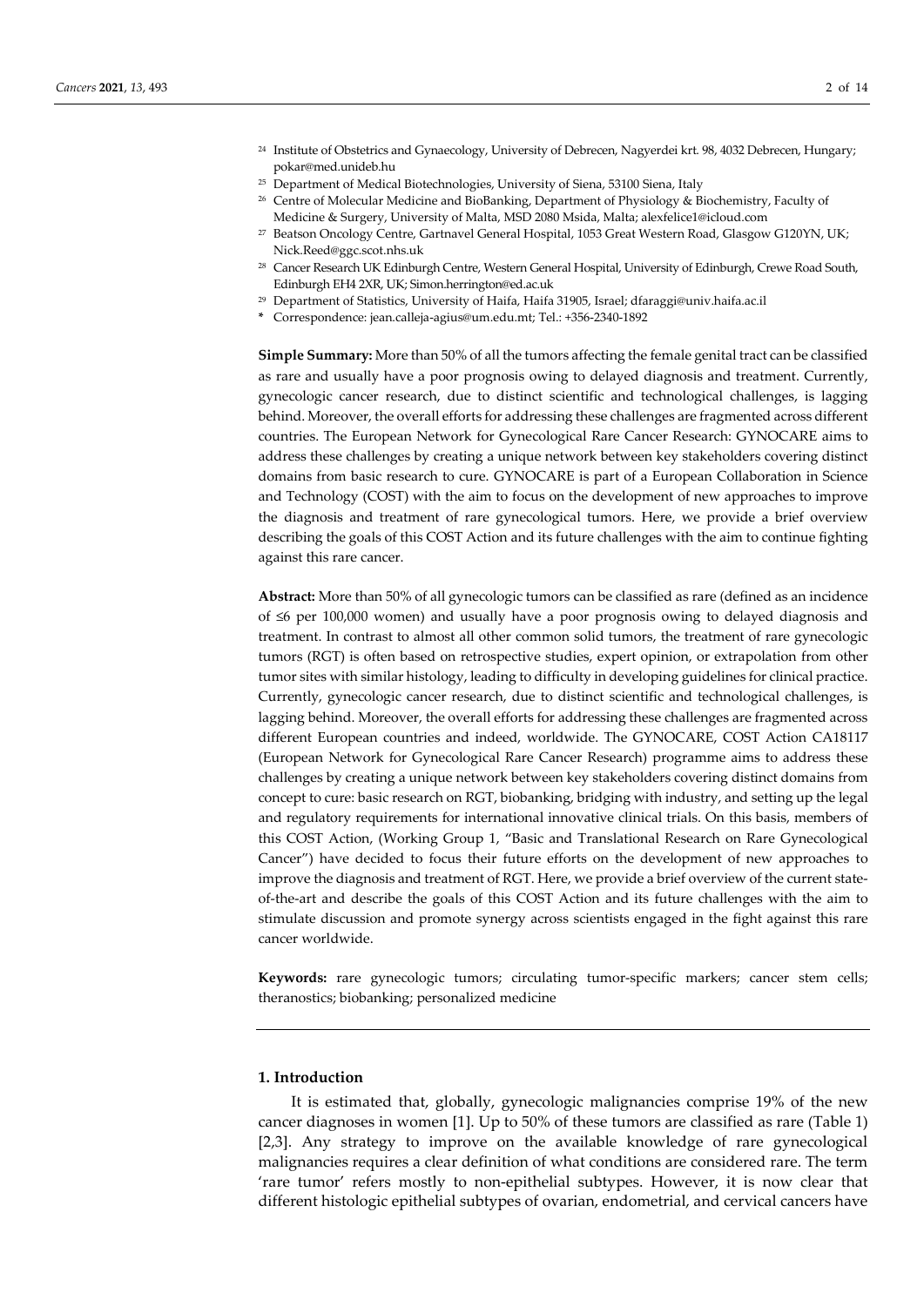[24] Institute of Obstetrics and Gynaecology, University of Debrecen, Nagyerdei krt. 98, 4032 Debrecen, Hungary; pokar@med.unideb.hu

[25] Department of Medical Biotechnologies, University of Siena, 53100 Siena, Italy

[26] Centre of Molecular Medicine and BioBanking, Department of Physiology & Biochemistry, Faculty of Medicine & Surgery, University of Malta, MSD 2080 Msida, Malta; alexfelice1@icloud.com

[27] Beatson Oncology Centre, Gartnavel General Hospital, 1053 Great Western Road, Glasgow G120YN, UK; Nick.Reed@ggc.scot.nhs.uk

[28] Cancer Research UK Edinburgh Centre, Western General Hospital, University of Edinburgh, Crewe Road South, Edinburgh EH4 2XR, UK; Simon.herrington@ed.ac.uk

[29] Department of Statistics, University of Haifa, Haifa 31905, Israel; dfaraggi@univ.haifa.ac.il

* Correspondence: jean.calleja-agius@um.edu.mt; Tel.: +356-2340-1892

**Simple Summary:** More than 50% of all the tumors affecting the female genital tract can be classified as rare and usually have a poor prognosis owing to delayed diagnosis and treatment. Currently, gynecologic cancer research, due to distinct scientific and technological challenges, is lagging behind. Moreover, the overall efforts for addressing these challenges are fragmented across different countries. The European Network for Gynecological Rare Cancer Research: GYNOCARE aims to address these challenges by creating a unique network between key stakeholders covering distinct domains from basic research to cure. GYNOCARE is part of a European Collaboration in Science and Technology (COST) with the aim to focus on the development of new approaches to improve the diagnosis and treatment of rare gynecological tumors. Here, we provide a brief overview describing the goals of this COST Action and its future challenges with the aim to continue fighting against this rare cancer.

**Abstract:** More than 50% of all gynecologic tumors can be classified as rare (defined as an incidence of ≤6 per 100,000 women) and usually have a poor prognosis owing to delayed diagnosis and treatment. In contrast to almost all other common solid tumors, the treatment of rare gynecologic tumors (RGT) is often based on retrospective studies, expert opinion, or extrapolation from other tumor sites with similar histology, leading to difficulty in developing guidelines for clinical practice. Currently, gynecologic cancer research, due to distinct scientific and technological challenges, is lagging behind. Moreover, the overall efforts for addressing these challenges are fragmented across different European countries and indeed, worldwide. The GYNOCARE, COST Action CA18117 (European Network for Gynecological Rare Cancer Research) programme aims to address these challenges by creating a unique network between key stakeholders covering distinct domains from concept to cure: basic research on RGT, biobanking, bridging with industry, and setting up the legal and regulatory requirements for international innovative clinical trials. On this basis, members of this COST Action, (Working Group 1, "Basic and Translational Research on Rare Gynecological Cancer") have decided to focus their future efforts on the development of new approaches to improve the diagnosis and treatment of RGT. Here, we provide a brief overview of the current state-of-the-art and describe the goals of this COST Action and its future challenges with the aim to stimulate discussion and promote synergy across scientists engaged in the fight against this rare cancer worldwide.

**Keywords:** rare gynecologic tumors; circulating tumor-specific markers; cancer stem cells; theranostics; biobanking; personalized medicine

## 1. Introduction

It is estimated that, globally, gynecologic malignancies comprise 19% of the new cancer diagnoses in women [1]. Up to 50% of these tumors are classified as rare (Table 1) [2,3]. Any strategy to improve on the available knowledge of rare gynecological malignancies requires a clear definition of what conditions are considered rare. The term 'rare tumor' refers mostly to non-epithelial subtypes. However, it is now clear that different histologic epithelial subtypes of ovarian, endometrial, and cervical cancers have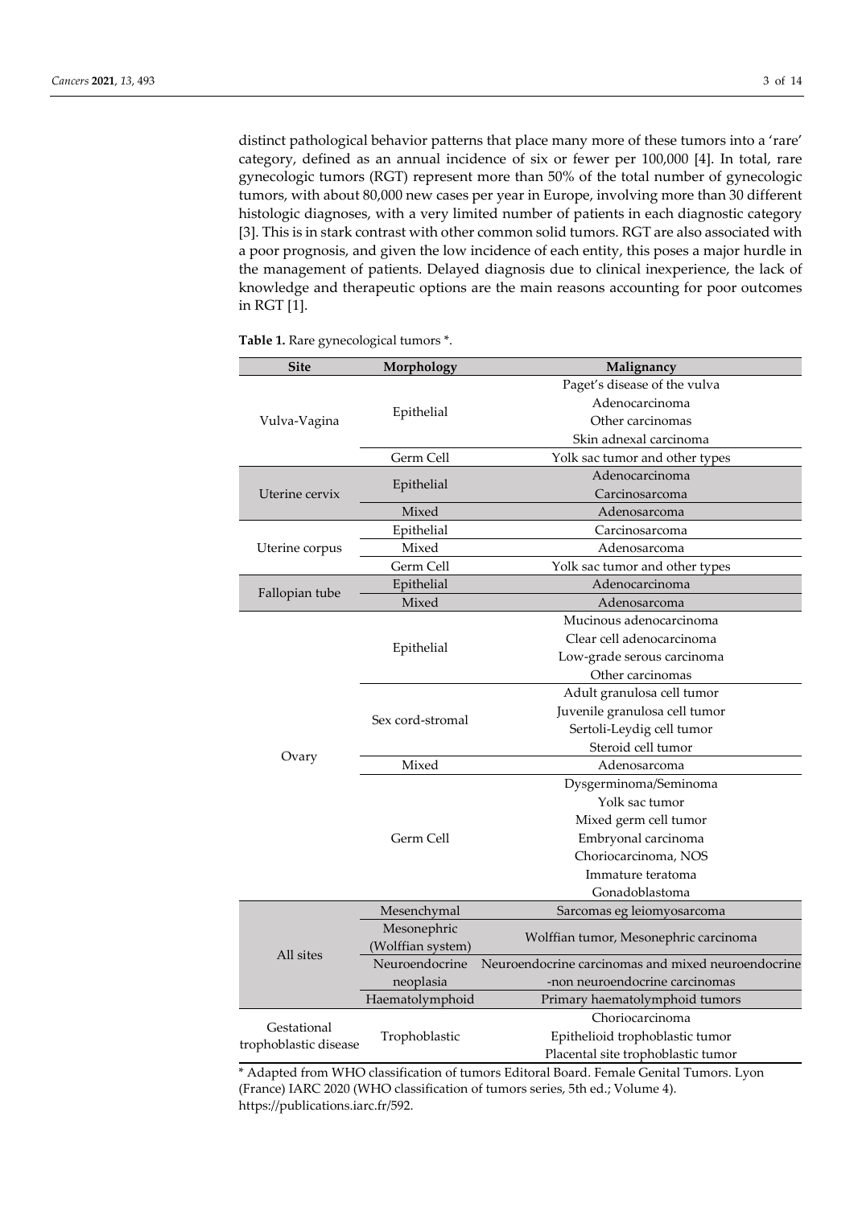distinct pathological behavior patterns that place many more of these tumors into a 'rare' category, defined as an annual incidence of six or fewer per 100,000 [4]. In total, rare gynecologic tumors (RGT) represent more than 50% of the total number of gynecologic tumors, with about 80,000 new cases per year in Europe, involving more than 30 different histologic diagnoses, with a very limited number of patients in each diagnostic category [3]. This is in stark contrast with other common solid tumors. RGT are also associated with a poor prognosis, and given the low incidence of each entity, this poses a major hurdle in the management of patients. Delayed diagnosis due to clinical inexperience, the lack of knowledge and therapeutic options are the main reasons accounting for poor outcomes in RGT [1].

**Table 1.** Rare gynecological tumors *.

| Site | Morphology | Malignancy |
|---|---|---|
| Vulva-Vagina | Epithelial | Paget's disease of the vulva |
| | | Adenocarcinoma |
| | | Other carcinomas |
| | | Skin adnexal carcinoma |
| | Germ Cell | Yolk sac tumor and other types |
| Uterine cervix | Epithelial | Adenocarcinoma |
| | | Carcinosarcoma |
| | Mixed | Adenosarcoma |
| Uterine corpus | Epithelial | Carcinosarcoma |
| | Mixed | Adenosarcoma |
| | Germ Cell | Yolk sac tumor and other types |
| Fallopian tube | Epithelial | Adenocarcinoma |
| | Mixed | Adenosarcoma |
| Ovary | Epithelial | Mucinous adenocarcinoma |
| | | Clear cell adenocarcinoma |
| | | Low-grade serous carcinoma |
| | | Other carcinomas |
| | Sex cord-stromal | Adult granulosa cell tumor |
| | | Juvenile granulosa cell tumor |
| | | Sertoli-Leydig cell tumor |
| | | Steroid cell tumor |
| | Mixed | Adenosarcoma |
| | Germ Cell | Dysgerminoma/Seminoma |
| | | Yolk sac tumor |
| | | Mixed germ cell tumor |
| | | Embryonal carcinoma |
| | | Choriocarcinoma, NOS |
| | | Immature teratoma |
| | | Gonadoblastoma |
| All sites | Mesenchymal | Sarcomas eg leiomyosarcoma |
| | Mesonephric (Wolffian system) | Wolffian tumor, Mesonephric carcinoma |
| | Neuroendocrine neoplasia | Neuroendocrine carcinomas and mixed neuroendocrine -non neuroendocrine carcinomas |
| | Haematolymphoid | Primary haematolymphoid tumors |
| Gestational trophoblastic disease | Trophoblastic | Choriocarcinoma |
| | | Epithelioid trophoblastic tumor |
| | | Placental site trophoblastic tumor |

* Adapted from WHO classification of tumors Editoral Board. Female Genital Tumors. Lyon (France) IARC 2020 (WHO classification of tumors series, 5th ed.; Volume 4). https://publications.iarc.fr/592.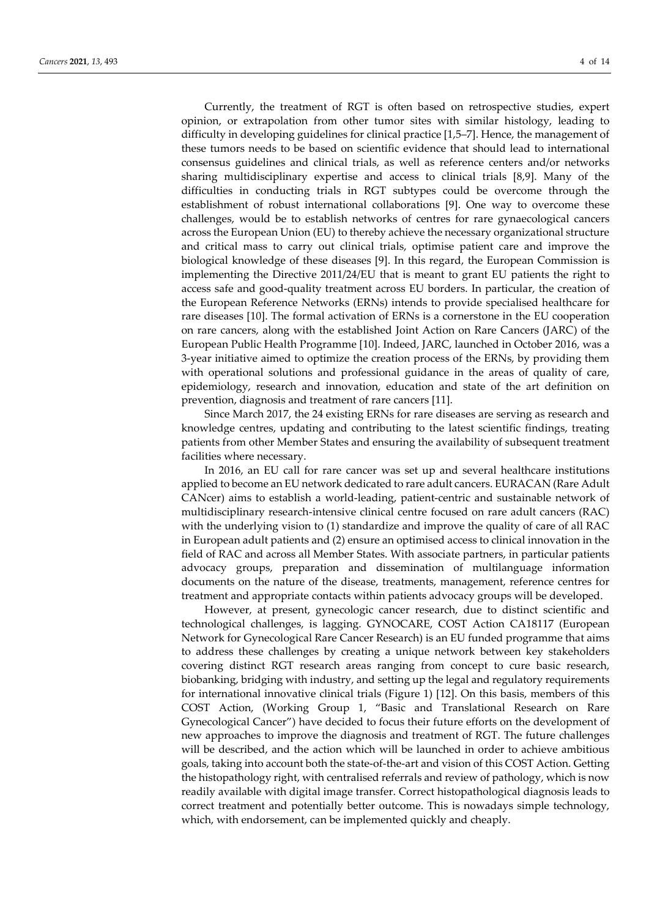Currently, the treatment of RGT is often based on retrospective studies, expert opinion, or extrapolation from other tumor sites with similar histology, leading to difficulty in developing guidelines for clinical practice [1,5–7]. Hence, the management of these tumors needs to be based on scientific evidence that should lead to international consensus guidelines and clinical trials, as well as reference centers and/or networks sharing multidisciplinary expertise and access to clinical trials [8,9]. Many of the difficulties in conducting trials in RGT subtypes could be overcome through the establishment of robust international collaborations [9]. One way to overcome these challenges, would be to establish networks of centres for rare gynaecological cancers across the European Union (EU) to thereby achieve the necessary organizational structure and critical mass to carry out clinical trials, optimise patient care and improve the biological knowledge of these diseases [9]. In this regard, the European Commission is implementing the Directive 2011/24/EU that is meant to grant EU patients the right to access safe and good-quality treatment across EU borders. In particular, the creation of the European Reference Networks (ERNs) intends to provide specialised healthcare for rare diseases [10]. The formal activation of ERNs is a cornerstone in the EU cooperation on rare cancers, along with the established Joint Action on Rare Cancers (JARC) of the European Public Health Programme [10]. Indeed, JARC, launched in October 2016, was a 3-year initiative aimed to optimize the creation process of the ERNs, by providing them with operational solutions and professional guidance in the areas of quality of care, epidemiology, research and innovation, education and state of the art definition on prevention, diagnosis and treatment of rare cancers [11].

Since March 2017, the 24 existing ERNs for rare diseases are serving as research and knowledge centres, updating and contributing to the latest scientific findings, treating patients from other Member States and ensuring the availability of subsequent treatment facilities where necessary.

In 2016, an EU call for rare cancer was set up and several healthcare institutions applied to become an EU network dedicated to rare adult cancers. EURACAN (Rare Adult CANcer) aims to establish a world-leading, patient-centric and sustainable network of multidisciplinary research-intensive clinical centre focused on rare adult cancers (RAC) with the underlying vision to (1) standardize and improve the quality of care of all RAC in European adult patients and (2) ensure an optimised access to clinical innovation in the field of RAC and across all Member States. With associate partners, in particular patients advocacy groups, preparation and dissemination of multilanguage information documents on the nature of the disease, treatments, management, reference centres for treatment and appropriate contacts within patients advocacy groups will be developed.

However, at present, gynecologic cancer research, due to distinct scientific and technological challenges, is lagging. GYNOCARE, COST Action CA18117 (European Network for Gynecological Rare Cancer Research) is an EU funded programme that aims to address these challenges by creating a unique network between key stakeholders covering distinct RGT research areas ranging from concept to cure basic research, biobanking, bridging with industry, and setting up the legal and regulatory requirements for international innovative clinical trials (Figure 1) [12]. On this basis, members of this COST Action, (Working Group 1, "Basic and Translational Research on Rare Gynecological Cancer") have decided to focus their future efforts on the development of new approaches to improve the diagnosis and treatment of RGT. The future challenges will be described, and the action which will be launched in order to achieve ambitious goals, taking into account both the state-of-the-art and vision of this COST Action. Getting the histopathology right, with centralised referrals and review of pathology, which is now readily available with digital image transfer. Correct histopathological diagnosis leads to correct treatment and potentially better outcome. This is nowadays simple technology, which, with endorsement, can be implemented quickly and cheaply.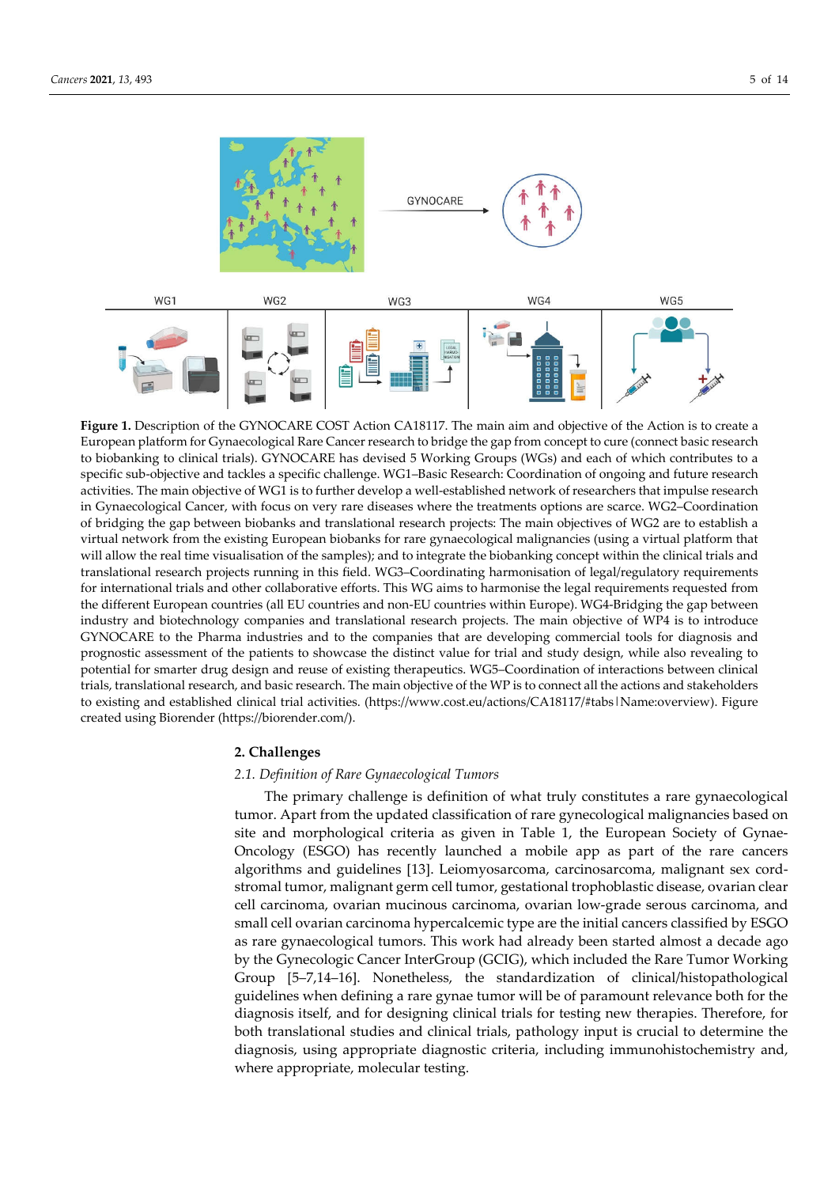**Figure 1.** Description of the GYNOCARE COST Action CA18117. The main aim and objective of the Action is to create a European platform for Gynaecological Rare Cancer research to bridge the gap from concept to cure (connect basic research to biobanking to clinical trials). GYNOCARE has devised 5 Working Groups (WGs) and each of which contributes to a specific sub-objective and tackles a specific challenge. WG1–Basic Research: Coordination of ongoing and future research activities. The main objective of WG1 is to further develop a well-established network of researchers that impulse research in Gynaecological Cancer, with focus on very rare diseases where the treatments options are scarce. WG2–Coordination of bridging the gap between biobanks and translational research projects: The main objectives of WG2 are to establish a virtual network from the existing European biobanks for rare gynaecological malignancies (using a virtual platform that will allow the real time visualisation of the samples); and to integrate the biobanking concept within the clinical trials and translational research projects running in this field. WG3–Coordinating harmonisation of legal/regulatory requirements for international trials and other collaborative efforts. This WG aims to harmonise the legal requirements requested from the different European countries (all EU countries and non-EU countries within Europe). WG4-Bridging the gap between industry and biotechnology companies and translational research projects. The main objective of WP4 is to introduce GYNOCARE to the Pharma industries and to the companies that are developing commercial tools for diagnosis and prognostic assessment of the patients to showcase the distinct value for trial and study design, while also revealing to potential for smarter drug design and reuse of existing therapeutics. WG5–Coordination of interactions between clinical trials, translational research, and basic research. The main objective of the WP is to connect all the actions and stakeholders to existing and established clinical trial activities. (https://www.cost.eu/actions/CA18117/#tabs|Name:overview). Figure created using Biorender (https://biorender.com/).

## 2. Challenges

### 2.1. Definition of Rare Gynaecological Tumors

The primary challenge is definition of what truly constitutes a rare gynaecological tumor. Apart from the updated classification of rare gynecological malignancies based on site and morphological criteria as given in Table 1, the European Society of Gynae-Oncology (ESGO) has recently launched a mobile app as part of the rare cancers algorithms and guidelines [13]. Leiomyosarcoma, carcinosarcoma, malignant sex cord-stromal tumor, malignant germ cell tumor, gestational trophoblastic disease, ovarian clear cell carcinoma, ovarian mucinous carcinoma, ovarian low-grade serous carcinoma, and small cell ovarian carcinoma hypercalcemic type are the initial cancers classified by ESGO as rare gynaecological tumors. This work had already been started almost a decade ago by the Gynecologic Cancer InterGroup (GCIG), which included the Rare Tumor Working Group [5–7,14–16]. Nonetheless, the standardization of clinical/histopathological guidelines when defining a rare gynae tumor will be of paramount relevance both for the diagnosis itself, and for designing clinical trials for testing new therapies. Therefore, for both translational studies and clinical trials, pathology input is crucial to determine the diagnosis, using appropriate diagnostic criteria, including immunohistochemistry and, where appropriate, molecular testing.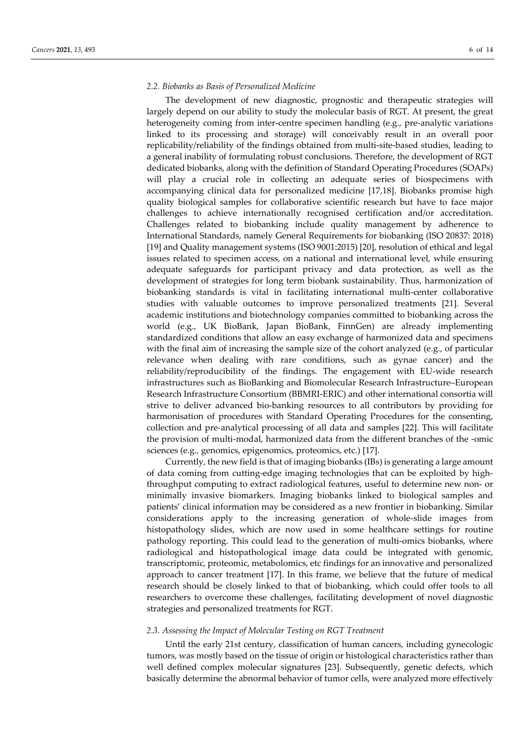### 2.2. Biobanks as Basis of Personalized Medicine

The development of new diagnostic, prognostic and therapeutic strategies will largely depend on our ability to study the molecular basis of RGT. At present, the great heterogeneity coming from inter-centre specimen handling (e.g., pre-analytic variations linked to its processing and storage) will conceivably result in an overall poor replicability/reliability of the findings obtained from multi-site-based studies, leading to a general inability of formulating robust conclusions. Therefore, the development of RGT dedicated biobanks, along with the definition of Standard Operating Procedures (SOAPs) will play a crucial role in collecting an adequate series of biospecimens with accompanying clinical data for personalized medicine [17,18]. Biobanks promise high quality biological samples for collaborative scientific research but have to face major challenges to achieve internationally recognised certification and/or accreditation. Challenges related to biobanking include quality management by adherence to International Standards, namely General Requirements for biobanking (ISO 20837: 2018) [19] and Quality management systems (ISO 9001:2015) [20], resolution of ethical and legal issues related to specimen access, on a national and international level, while ensuring adequate safeguards for participant privacy and data protection, as well as the development of strategies for long term biobank sustainability. Thus, harmonization of biobanking standards is vital in facilitating international multi-center collaborative studies with valuable outcomes to improve personalized treatments [21]. Several academic institutions and biotechnology companies committed to biobanking across the world (e.g., UK BioBank, Japan BioBank, FinnGen) are already implementing standardized conditions that allow an easy exchange of harmonized data and specimens with the final aim of increasing the sample size of the cohort analyzed (e.g., of particular relevance when dealing with rare conditions, such as gynae cancer) and the reliability/reproducibility of the findings. The engagement with EU-wide research infrastructures such as BioBanking and Biomolecular Research Infrastructure–European Research Infrastructure Consortium (BBMRI-ERIC) and other international consortia will strive to deliver advanced bio-banking resources to all contributors by providing for harmonisation of procedures with Standard Operating Procedures for the consenting, collection and pre-analytical processing of all data and samples [22]. This will facilitate the provision of multi-modal, harmonized data from the different branches of the -omic sciences (e.g., genomics, epigenomics, proteomics, etc.) [17].

Currently, the new field is that of imaging biobanks (IBs) is generating a large amount of data coming from cutting-edge imaging technologies that can be exploited by high-throughput computing to extract radiological features, useful to determine new non- or minimally invasive biomarkers. Imaging biobanks linked to biological samples and patients' clinical information may be considered as a new frontier in biobanking. Similar considerations apply to the increasing generation of whole-slide images from histopathology slides, which are now used in some healthcare settings for routine pathology reporting. This could lead to the generation of multi-omics biobanks, where radiological and histopathological image data could be integrated with genomic, transcriptomic, proteomic, metabolomics, etc findings for an innovative and personalized approach to cancer treatment [17]. In this frame, we believe that the future of medical research should be closely linked to that of biobanking, which could offer tools to all researchers to overcome these challenges, facilitating development of novel diagnostic strategies and personalized treatments for RGT.

### 2.3. Assessing the Impact of Molecular Testing on RGT Treatment

Until the early 21st century, classification of human cancers, including gynecologic tumors, was mostly based on the tissue of origin or histological characteristics rather than well defined complex molecular signatures [23]. Subsequently, genetic defects, which basically determine the abnormal behavior of tumor cells, were analyzed more effectively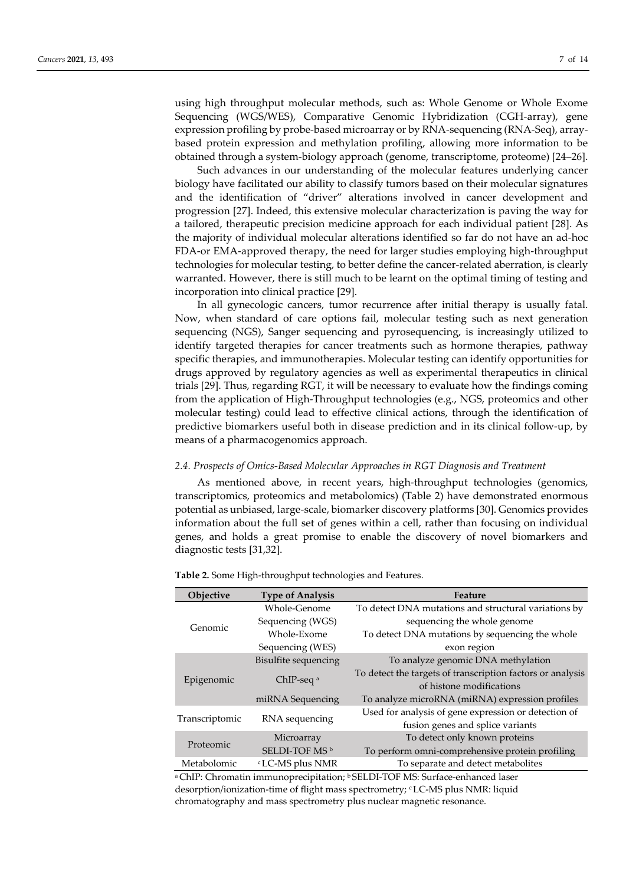using high throughput molecular methods, such as: Whole Genome or Whole Exome Sequencing (WGS/WES), Comparative Genomic Hybridization (CGH-array), gene expression profiling by probe-based microarray or by RNA-sequencing (RNA-Seq), array-based protein expression and methylation profiling, allowing more information to be obtained through a system-biology approach (genome, transcriptome, proteome) [24–26].

Such advances in our understanding of the molecular features underlying cancer biology have facilitated our ability to classify tumors based on their molecular signatures and the identification of "driver" alterations involved in cancer development and progression [27]. Indeed, this extensive molecular characterization is paving the way for a tailored, therapeutic precision medicine approach for each individual patient [28]. As the majority of individual molecular alterations identified so far do not have an ad-hoc FDA-or EMA-approved therapy, the need for larger studies employing high-throughput technologies for molecular testing, to better define the cancer-related aberration, is clearly warranted. However, there is still much to be learnt on the optimal timing of testing and incorporation into clinical practice [29].

In all gynecologic cancers, tumor recurrence after initial therapy is usually fatal. Now, when standard of care options fail, molecular testing such as next generation sequencing (NGS), Sanger sequencing and pyrosequencing, is increasingly utilized to identify targeted therapies for cancer treatments such as hormone therapies, pathway specific therapies, and immunotherapies. Molecular testing can identify opportunities for drugs approved by regulatory agencies as well as experimental therapeutics in clinical trials [29]. Thus, regarding RGT, it will be necessary to evaluate how the findings coming from the application of High-Throughput technologies (e.g., NGS, proteomics and other molecular testing) could lead to effective clinical actions, through the identification of predictive biomarkers useful both in disease prediction and in its clinical follow-up, by means of a pharmacogenomics approach.

### *2.4. Prospects of Omics-Based Molecular Approaches in RGT Diagnosis and Treatment*

As mentioned above, in recent years, high-throughput technologies (genomics, transcriptomics, proteomics and metabolomics) (Table 2) have demonstrated enormous potential as unbiased, large-scale, biomarker discovery platforms [30]. Genomics provides information about the full set of genes within a cell, rather than focusing on individual genes, and holds a great promise to enable the discovery of novel biomarkers and diagnostic tests [31,32].

**Table 2.** Some High-throughput technologies and Features.

| Objective | Type of Analysis | Feature |
|---|---|---|
| Genomic | Whole-Genome Sequencing (WGS) | To detect DNA mutations and structural variations by sequencing the whole genome |
| | Whole-Exome Sequencing (WES) | To detect DNA mutations by sequencing the whole exon region |
| Epigenomic | Bisulfite sequencing | To analyze genomic DNA methylation |
| | ChIP-seq [a] | To detect the targets of transcription factors or analysis of histone modifications |
| | miRNA Sequencing | To analyze microRNA (miRNA) expression profiles |
| Transcriptomic | RNA sequencing | Used for analysis of gene expression or detection of fusion genes and splice variants |
| Proteomic | Microarray | To detect only known proteins |
| | SELDI-TOF MS [b] | To perform omni-comprehensive protein profiling |
| Metabolomic | [c] LC-MS plus NMR | To separate and detect metabolites |

[a] ChIP: Chromatin immunoprecipitation; [b] SELDI-TOF MS: Surface-enhanced laser desorption/ionization-time of flight mass spectrometry; [c] LC-MS plus NMR: liquid chromatography and mass spectrometry plus nuclear magnetic resonance.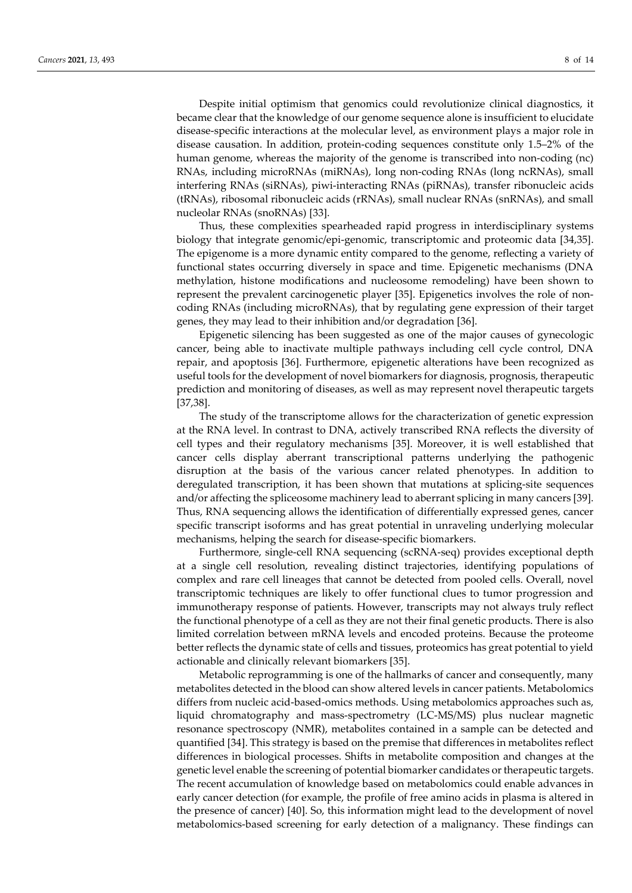Despite initial optimism that genomics could revolutionize clinical diagnostics, it became clear that the knowledge of our genome sequence alone is insufficient to elucidate disease-specific interactions at the molecular level, as environment plays a major role in disease causation. In addition, protein-coding sequences constitute only 1.5–2% of the human genome, whereas the majority of the genome is transcribed into non-coding (nc) RNAs, including microRNAs (miRNAs), long non-coding RNAs (long ncRNAs), small interfering RNAs (siRNAs), piwi-interacting RNAs (piRNAs), transfer ribonucleic acids (tRNAs), ribosomal ribonucleic acids (rRNAs), small nuclear RNAs (snRNAs), and small nucleolar RNAs (snoRNAs) [33].

Thus, these complexities spearheaded rapid progress in interdisciplinary systems biology that integrate genomic/epi-genomic, transcriptomic and proteomic data [34,35]. The epigenome is a more dynamic entity compared to the genome, reflecting a variety of functional states occurring diversely in space and time. Epigenetic mechanisms (DNA methylation, histone modifications and nucleosome remodeling) have been shown to represent the prevalent carcinogenetic player [35]. Epigenetics involves the role of non-coding RNAs (including microRNAs), that by regulating gene expression of their target genes, they may lead to their inhibition and/or degradation [36].

Epigenetic silencing has been suggested as one of the major causes of gynecologic cancer, being able to inactivate multiple pathways including cell cycle control, DNA repair, and apoptosis [36]. Furthermore, epigenetic alterations have been recognized as useful tools for the development of novel biomarkers for diagnosis, prognosis, therapeutic prediction and monitoring of diseases, as well as may represent novel therapeutic targets [37,38].

The study of the transcriptome allows for the characterization of genetic expression at the RNA level. In contrast to DNA, actively transcribed RNA reflects the diversity of cell types and their regulatory mechanisms [35]. Moreover, it is well established that cancer cells display aberrant transcriptional patterns underlying the pathogenic disruption at the basis of the various cancer related phenotypes. In addition to deregulated transcription, it has been shown that mutations at splicing-site sequences and/or affecting the spliceosome machinery lead to aberrant splicing in many cancers [39]. Thus, RNA sequencing allows the identification of differentially expressed genes, cancer specific transcript isoforms and has great potential in unraveling underlying molecular mechanisms, helping the search for disease-specific biomarkers.

Furthermore, single-cell RNA sequencing (scRNA-seq) provides exceptional depth at a single cell resolution, revealing distinct trajectories, identifying populations of complex and rare cell lineages that cannot be detected from pooled cells. Overall, novel transcriptomic techniques are likely to offer functional clues to tumor progression and immunotherapy response of patients. However, transcripts may not always truly reflect the functional phenotype of a cell as they are not their final genetic products. There is also limited correlation between mRNA levels and encoded proteins. Because the proteome better reflects the dynamic state of cells and tissues, proteomics has great potential to yield actionable and clinically relevant biomarkers [35].

Metabolic reprogramming is one of the hallmarks of cancer and consequently, many metabolites detected in the blood can show altered levels in cancer patients. Metabolomics differs from nucleic acid-based-omics methods. Using metabolomics approaches such as, liquid chromatography and mass-spectrometry (LC-MS/MS) plus nuclear magnetic resonance spectroscopy (NMR), metabolites contained in a sample can be detected and quantified [34]. This strategy is based on the premise that differences in metabolites reflect differences in biological processes. Shifts in metabolite composition and changes at the genetic level enable the screening of potential biomarker candidates or therapeutic targets. The recent accumulation of knowledge based on metabolomics could enable advances in early cancer detection (for example, the profile of free amino acids in plasma is altered in the presence of cancer) [40]. So, this information might lead to the development of novel metabolomics-based screening for early detection of a malignancy. These findings can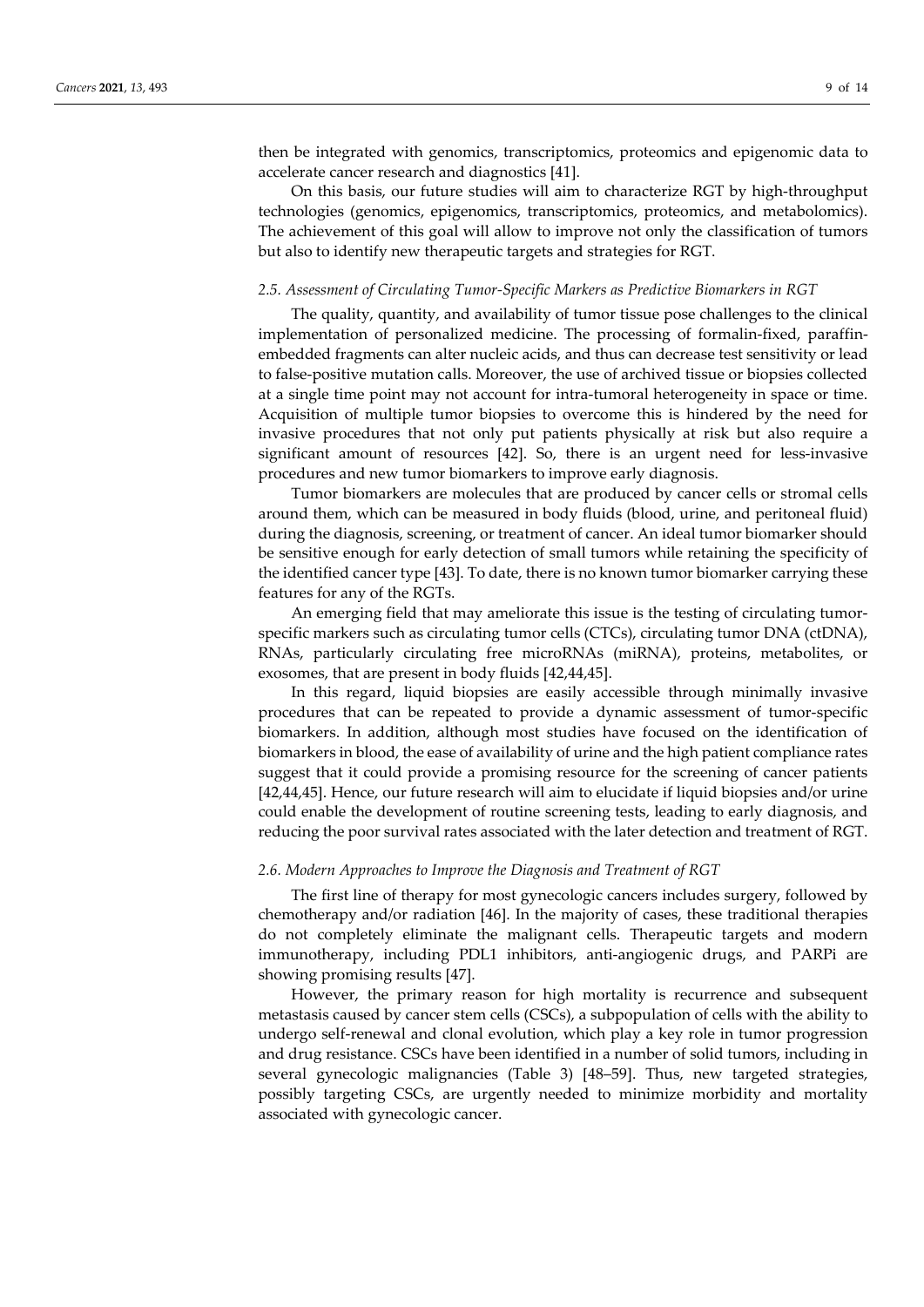then be integrated with genomics, transcriptomics, proteomics and epigenomic data to accelerate cancer research and diagnostics [41].

On this basis, our future studies will aim to characterize RGT by high-throughput technologies (genomics, epigenomics, transcriptomics, proteomics, and metabolomics). The achievement of this goal will allow to improve not only the classification of tumors but also to identify new therapeutic targets and strategies for RGT.

### *2.5. Assessment of Circulating Tumor-Specific Markers as Predictive Biomarkers in RGT*

The quality, quantity, and availability of tumor tissue pose challenges to the clinical implementation of personalized medicine. The processing of formalin-fixed, paraffin-embedded fragments can alter nucleic acids, and thus can decrease test sensitivity or lead to false-positive mutation calls. Moreover, the use of archived tissue or biopsies collected at a single time point may not account for intra-tumoral heterogeneity in space or time. Acquisition of multiple tumor biopsies to overcome this is hindered by the need for invasive procedures that not only put patients physically at risk but also require a significant amount of resources [42]. So, there is an urgent need for less-invasive procedures and new tumor biomarkers to improve early diagnosis.

Tumor biomarkers are molecules that are produced by cancer cells or stromal cells around them, which can be measured in body fluids (blood, urine, and peritoneal fluid) during the diagnosis, screening, or treatment of cancer. An ideal tumor biomarker should be sensitive enough for early detection of small tumors while retaining the specificity of the identified cancer type [43]. To date, there is no known tumor biomarker carrying these features for any of the RGTs.

An emerging field that may ameliorate this issue is the testing of circulating tumor-specific markers such as circulating tumor cells (CTCs), circulating tumor DNA (ctDNA), RNAs, particularly circulating free microRNAs (miRNA), proteins, metabolites, or exosomes, that are present in body fluids [42,44,45].

In this regard, liquid biopsies are easily accessible through minimally invasive procedures that can be repeated to provide a dynamic assessment of tumor-specific biomarkers. In addition, although most studies have focused on the identification of biomarkers in blood, the ease of availability of urine and the high patient compliance rates suggest that it could provide a promising resource for the screening of cancer patients [42,44,45]. Hence, our future research will aim to elucidate if liquid biopsies and/or urine could enable the development of routine screening tests, leading to early diagnosis, and reducing the poor survival rates associated with the later detection and treatment of RGT.

### *2.6. Modern Approaches to Improve the Diagnosis and Treatment of RGT*

The first line of therapy for most gynecologic cancers includes surgery, followed by chemotherapy and/or radiation [46]. In the majority of cases, these traditional therapies do not completely eliminate the malignant cells. Therapeutic targets and modern immunotherapy, including PDL1 inhibitors, anti-angiogenic drugs, and PARPi are showing promising results [47].

However, the primary reason for high mortality is recurrence and subsequent metastasis caused by cancer stem cells (CSCs), a subpopulation of cells with the ability to undergo self-renewal and clonal evolution, which play a key role in tumor progression and drug resistance. CSCs have been identified in a number of solid tumors, including in several gynecologic malignancies (Table 3) [48–59]. Thus, new targeted strategies, possibly targeting CSCs, are urgently needed to minimize morbidity and mortality associated with gynecologic cancer.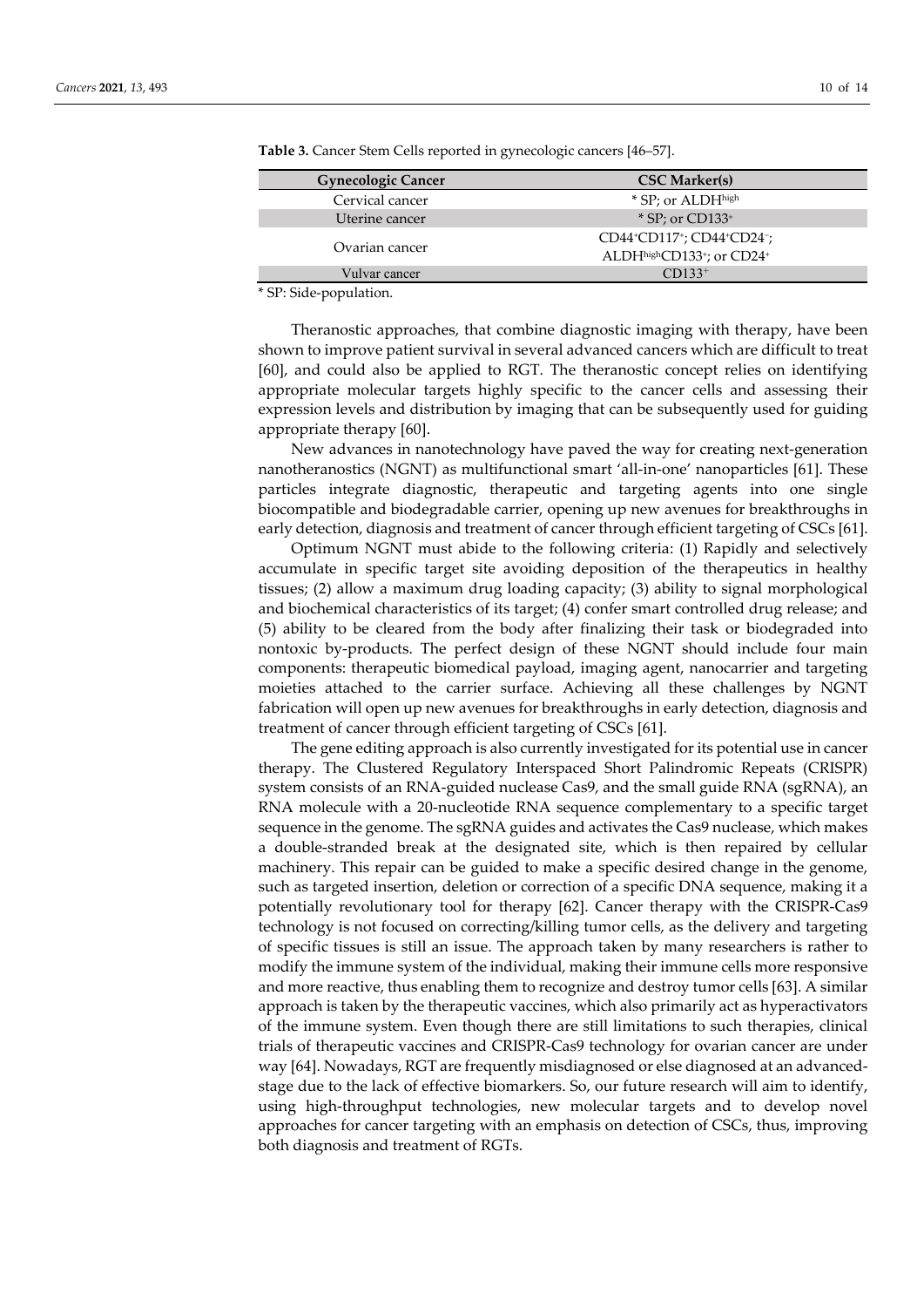**Table 3.** Cancer Stem Cells reported in gynecologic cancers [46–57].

| Gynecologic Cancer | CSC Marker(s) |
| --- | --- |
| Cervical cancer | * SP; or $ALDH^{high}$ |
| Uterine cancer | * SP; or $CD133^{+}$ |
| Ovarian cancer | $CD44^{+}CD117^{+}$; $CD44^{+}CD24^{-}$; $ALDH^{high}CD133^{+}$; or $CD24^{+}$ |
| Vulvar cancer | $CD133^{+}$ |

* SP: Side-population.

Theranostic approaches, that combine diagnostic imaging with therapy, have been shown to improve patient survival in several advanced cancers which are difficult to treat [60], and could also be applied to RGT. The theranostic concept relies on identifying appropriate molecular targets highly specific to the cancer cells and assessing their expression levels and distribution by imaging that can be subsequently used for guiding appropriate therapy [60].

New advances in nanotechnology have paved the way for creating next-generation nanotheranostics (NGNT) as multifunctional smart 'all-in-one' nanoparticles [61]. These particles integrate diagnostic, therapeutic and targeting agents into one single biocompatible and biodegradable carrier, opening up new avenues for breakthroughs in early detection, diagnosis and treatment of cancer through efficient targeting of CSCs [61].

Optimum NGNT must abide to the following criteria: (1) Rapidly and selectively accumulate in specific target site avoiding deposition of the therapeutics in healthy tissues; (2) allow a maximum drug loading capacity; (3) ability to signal morphological and biochemical characteristics of its target; (4) confer smart controlled drug release; and (5) ability to be cleared from the body after finalizing their task or biodegraded into nontoxic by-products. The perfect design of these NGNT should include four main components: therapeutic biomedical payload, imaging agent, nanocarrier and targeting moieties attached to the carrier surface. Achieving all these challenges by NGNT fabrication will open up new avenues for breakthroughs in early detection, diagnosis and treatment of cancer through efficient targeting of CSCs [61].

The gene editing approach is also currently investigated for its potential use in cancer therapy. The Clustered Regulatory Interspaced Short Palindromic Repeats (CRISPR) system consists of an RNA-guided nuclease Cas9, and the small guide RNA (sgRNA), an RNA molecule with a 20-nucleotide RNA sequence complementary to a specific target sequence in the genome. The sgRNA guides and activates the Cas9 nuclease, which makes a double-stranded break at the designated site, which is then repaired by cellular machinery. This repair can be guided to make a specific desired change in the genome, such as targeted insertion, deletion or correction of a specific DNA sequence, making it a potentially revolutionary tool for therapy [62]. Cancer therapy with the CRISPR-Cas9 technology is not focused on correcting/killing tumor cells, as the delivery and targeting of specific tissues is still an issue. The approach taken by many researchers is rather to modify the immune system of the individual, making their immune cells more responsive and more reactive, thus enabling them to recognize and destroy tumor cells [63]. A similar approach is taken by the therapeutic vaccines, which also primarily act as hyperactivators of the immune system. Even though there are still limitations to such therapies, clinical trials of therapeutic vaccines and CRISPR-Cas9 technology for ovarian cancer are under way [64]. Nowadays, RGT are frequently misdiagnosed or else diagnosed at an advanced-stage due to the lack of effective biomarkers. So, our future research will aim to identify, using high-throughput technologies, new molecular targets and to develop novel approaches for cancer targeting with an emphasis on detection of CSCs, thus, improving both diagnosis and treatment of RGTs.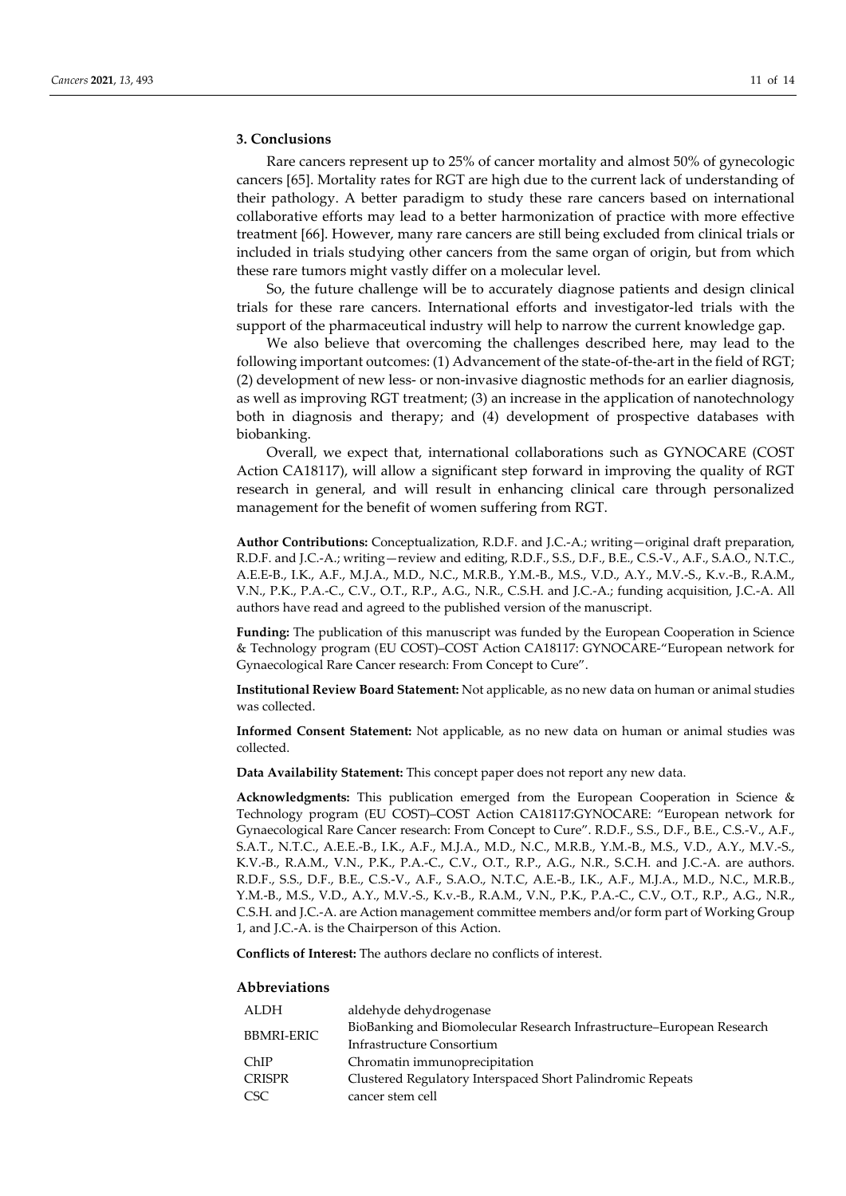## 3. Conclusions

Rare cancers represent up to 25% of cancer mortality and almost 50% of gynecologic cancers [65]. Mortality rates for RGT are high due to the current lack of understanding of their pathology. A better paradigm to study these rare cancers based on international collaborative efforts may lead to a better harmonization of practice with more effective treatment [66]. However, many rare cancers are still being excluded from clinical trials or included in trials studying other cancers from the same organ of origin, but from which these rare tumors might vastly differ on a molecular level.

So, the future challenge will be to accurately diagnose patients and design clinical trials for these rare cancers. International efforts and investigator-led trials with the support of the pharmaceutical industry will help to narrow the current knowledge gap.

We also believe that overcoming the challenges described here, may lead to the following important outcomes: (1) Advancement of the state-of-the-art in the field of RGT; (2) development of new less- or non-invasive diagnostic methods for an earlier diagnosis, as well as improving RGT treatment; (3) an increase in the application of nanotechnology both in diagnosis and therapy; and (4) development of prospective databases with biobanking.

Overall, we expect that, international collaborations such as GYNOCARE (COST Action CA18117), will allow a significant step forward in improving the quality of RGT research in general, and will result in enhancing clinical care through personalized management for the benefit of women suffering from RGT.

**Author Contributions:** Conceptualization, R.D.F. and J.C.-A.; writing—original draft preparation, R.D.F. and J.C.-A.; writing—review and editing, R.D.F., S.S., D.F., B.E., C.S.-V., A.F., S.A.O., N.T.C., A.E.E-B., I.K., A.F., M.J.A., M.D., N.C., M.R.B., Y.M.-B., M.S., V.D., A.Y., M.V.-S., K.v.-B., R.A.M., V.N., P.K., P.A.-C., C.V., O.T., R.P., A.G., N.R., C.S.H. and J.C.-A.; funding acquisition, J.C.-A. All authors have read and agreed to the published version of the manuscript.

**Funding:** The publication of this manuscript was funded by the European Cooperation in Science & Technology program (EU COST)–COST Action CA18117: GYNOCARE-"European network for Gynaecological Rare Cancer research: From Concept to Cure".

**Institutional Review Board Statement:** Not applicable, as no new data on human or animal studies was collected.

**Informed Consent Statement:** Not applicable, as no new data on human or animal studies was collected.

**Data Availability Statement:** This concept paper does not report any new data.

**Acknowledgments:** This publication emerged from the European Cooperation in Science & Technology program (EU COST)–COST Action CA18117:GYNOCARE: "European network for Gynaecological Rare Cancer research: From Concept to Cure". R.D.F., S.S., D.F., B.E., C.S.-V., A.F., S.A.T., N.T.C., A.E.E.-B., I.K., A.F., M.J.A., M.D., N.C., M.R.B., Y.M.-B., M.S., V.D., A.Y., M.V.-S., K.V.-B., R.A.M., V.N., P.K., P.A.-C., C.V., O.T., R.P., A.G., N.R., S.C.H. and J.C.-A. are authors. R.D.F., S.S., D.F., B.E., C.S.-V., A.F., S.A.O., N.T.C, A.E.-B., I.K., A.F., M.J.A., M.D., N.C., M.R.B., Y.M.-B., M.S., V.D., A.Y., M.V.-S., K.v.-B., R.A.M., V.N., P.K., P.A.-C., C.V., O.T., R.P., A.G., N.R., C.S.H. and J.C.-A. are Action management committee members and/or form part of Working Group 1, and J.C.-A. is the Chairperson of this Action.

**Conflicts of Interest:** The authors declare no conflicts of interest.

## Abbreviations

| | |
|---|---|
| ALDH | aldehyde dehydrogenase |
| BBMRI-ERIC | BioBanking and Biomolecular Research Infrastructure–European Research Infrastructure Consortium |
| ChIP | Chromatin immunoprecipitation |
| CRISPR | Clustered Regulatory Interspaced Short Palindromic Repeats |
| CSC | cancer stem cell |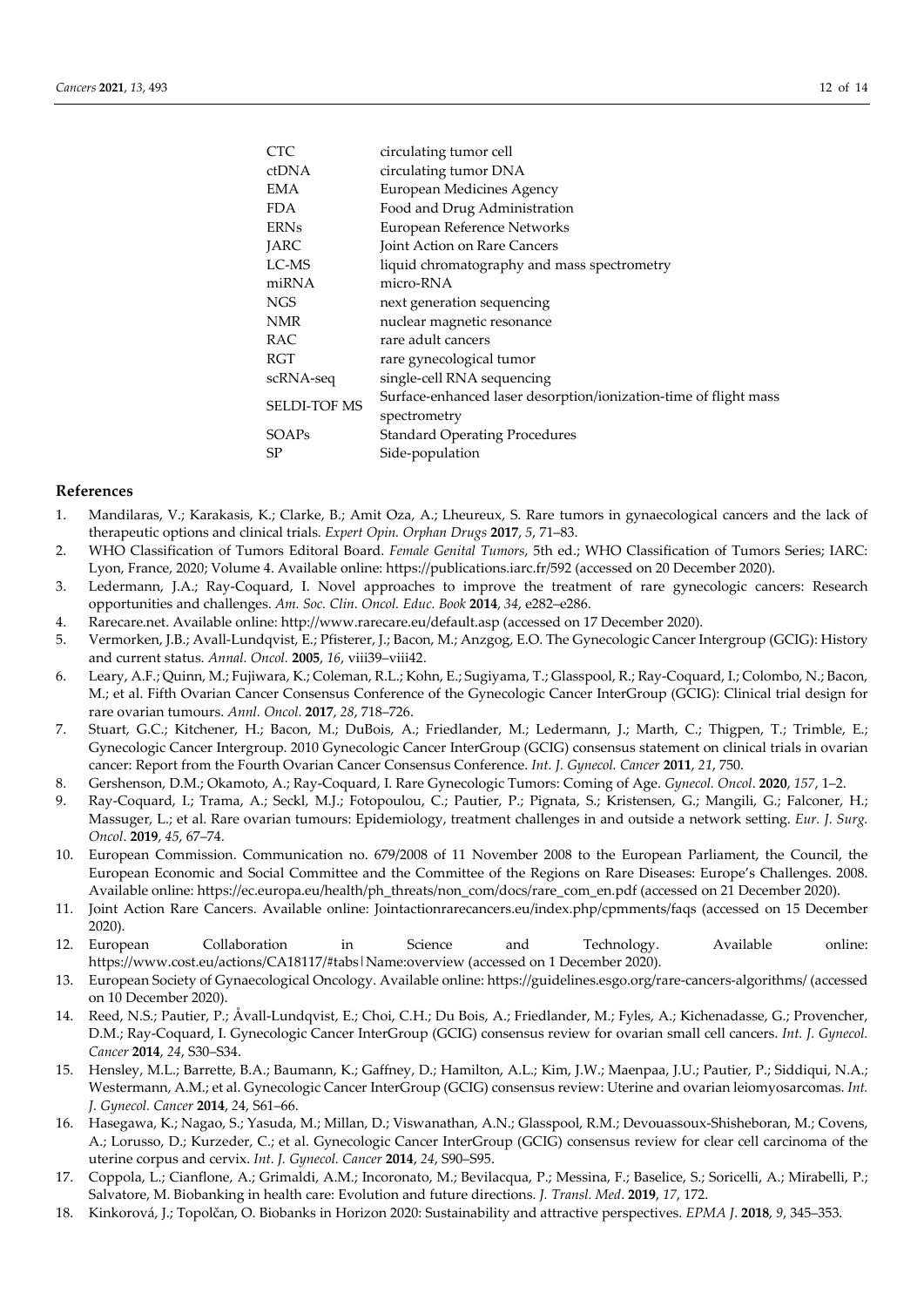| | |
|---|---|
| CTC | circulating tumor cell |
| ctDNA | circulating tumor DNA |
| EMA | European Medicines Agency |
| FDA | Food and Drug Administration |
| ERNs | European Reference Networks |
| JARC | Joint Action on Rare Cancers |
| LC-MS | liquid chromatography and mass spectrometry |
| miRNA | micro-RNA |
| NGS | next generation sequencing |
| NMR | nuclear magnetic resonance |
| RAC | rare adult cancers |
| RGT | rare gynecological tumor |
| scRNA-seq | single-cell RNA sequencing |
| SELDI-TOF MS | Surface-enhanced laser desorption/ionization-time of flight mass spectrometry |
| SOAPs | Standard Operating Procedures |
| SP | Side-population |

## References

1. Mandilaras, V.; Karakasis, K.; Clarke, B.; Amit Oza, A.; Lheureux, S. Rare tumors in gynaecological cancers and the lack of therapeutic options and clinical trials. *Expert Opin. Orphan Drugs* **2017**, *5*, 71–83.
2. WHO Classification of Tumors Editoral Board. *Female Genital Tumors*, 5th ed.; WHO Classification of Tumors Series; IARC: Lyon, France, 2020; Volume 4. Available online: https://publications.iarc.fr/592 (accessed on 20 December 2020).
3. Ledermann, J.A.; Ray-Coquard, I. Novel approaches to improve the treatment of rare gynecologic cancers: Research opportunities and challenges. *Am. Soc. Clin. Oncol. Educ. Book* **2014**, *34*, e282–e286.
4. Rarecare.net. Available online: http://www.rarecare.eu/default.asp (accessed on 17 December 2020).
5. Vermorken, J.B.; Avall-Lundqvist, E.; Pfisterer, J.; Bacon, M.; Anzgog, E.O. The Gynecologic Cancer Intergroup (GCIG): History and current status. *Annal. Oncol.* **2005**, *16*, viii39–viii42.
6. Leary, A.F.; Quinn, M.; Fujiwara, K.; Coleman, R.L.; Kohn, E.; Sugiyama, T.; Glasspool, R.; Ray-Coquard, I.; Colombo, N.; Bacon, M.; et al. Fifth Ovarian Cancer Consensus Conference of the Gynecologic Cancer InterGroup (GCIG): Clinical trial design for rare ovarian tumours. *Annl. Oncol.* **2017**, *28*, 718–726.
7. Stuart, G.C.; Kitchener, H.; Bacon, M.; DuBois, A.; Friedlander, M.; Ledermann, J.; Marth, C.; Thigpen, T.; Trimble, E.; Gynecologic Cancer Intergroup. 2010 Gynecologic Cancer InterGroup (GCIG) consensus statement on clinical trials in ovarian cancer: Report from the Fourth Ovarian Cancer Consensus Conference. *Int. J. Gynecol. Cancer* **2011**, *21*, 750.
8. Gershenson, D.M.; Okamoto, A.; Ray-Coquard, I. Rare Gynecologic Tumors: Coming of Age. *Gynecol. Oncol*. **2020**, *157*, 1–2.
9. Ray-Coquard, I.; Trama, A.; Seckl, M.J.; Fotopoulou, C.; Pautier, P.; Pignata, S.; Kristensen, G.; Mangili, G.; Falconer, H.; Massuger, L.; et al. Rare ovarian tumours: Epidemiology, treatment challenges in and outside a network setting. *Eur. J. Surg. Oncol*. **2019**, *45*, 67–74.
10. European Commission. Communication no. 679/2008 of 11 November 2008 to the European Parliament, the Council, the European Economic and Social Committee and the Committee of the Regions on Rare Diseases: Europe's Challenges. 2008. Available online: https://ec.europa.eu/health/ph_threats/non_com/docs/rare_com_en.pdf (accessed on 21 December 2020).
11. Joint Action Rare Cancers. Available online: Jointactionrarecancers.eu/index.php/cpmments/faqs (accessed on 15 December 2020).
12. European Collaboration in Science and Technology. Available online: https://www.cost.eu/actions/CA18117/#tabs|Name:overview (accessed on 1 December 2020).
13. European Society of Gynaecological Oncology. Available online: https://guidelines.esgo.org/rare-cancers-algorithms/ (accessed on 10 December 2020).
14. Reed, N.S.; Pautier, P.; Åvall-Lundqvist, E.; Choi, C.H.; Du Bois, A.; Friedlander, M.; Fyles, A.; Kichenadasse, G.; Provencher, D.M.; Ray-Coquard, I. Gynecologic Cancer InterGroup (GCIG) consensus review for ovarian small cell cancers. *Int. J. Gynecol. Cancer* **2014**, *24*, S30–S34.
15. Hensley, M.L.; Barrette, B.A.; Baumann, K.; Gaffney, D.; Hamilton, A.L.; Kim, J.W.; Maenpaa, J.U.; Pautier, P.; Siddiqui, N.A.; Westermann, A.M.; et al. Gynecologic Cancer InterGroup (GCIG) consensus review: Uterine and ovarian leiomyosarcomas. *Int. J. Gynecol. Cancer* **2014**, 24, S61–66.
16. Hasegawa, K.; Nagao, S.; Yasuda, M.; Millan, D.; Viswanathan, A.N.; Glasspool, R.M.; Devouassoux-Shisheboran, M.; Covens, A.; Lorusso, D.; Kurzeder, C.; et al. Gynecologic Cancer InterGroup (GCIG) consensus review for clear cell carcinoma of the uterine corpus and cervix. *Int. J. Gynecol. Cancer* **2014**, *24*, S90–S95.
17. Coppola, L.; Cianflone, A.; Grimaldi, A.M.; Incoronato, M.; Bevilacqua, P.; Messina, F.; Baselice, S.; Soricelli, A.; Mirabelli, P.; Salvatore, M. Biobanking in health care: Evolution and future directions. *J. Transl. Med*. **2019**, *17*, 172.
18. Kinkorová, J.; Topolčan, O. Biobanks in Horizon 2020: Sustainability and attractive perspectives. *EPMA J*. **2018**, *9*, 345–353.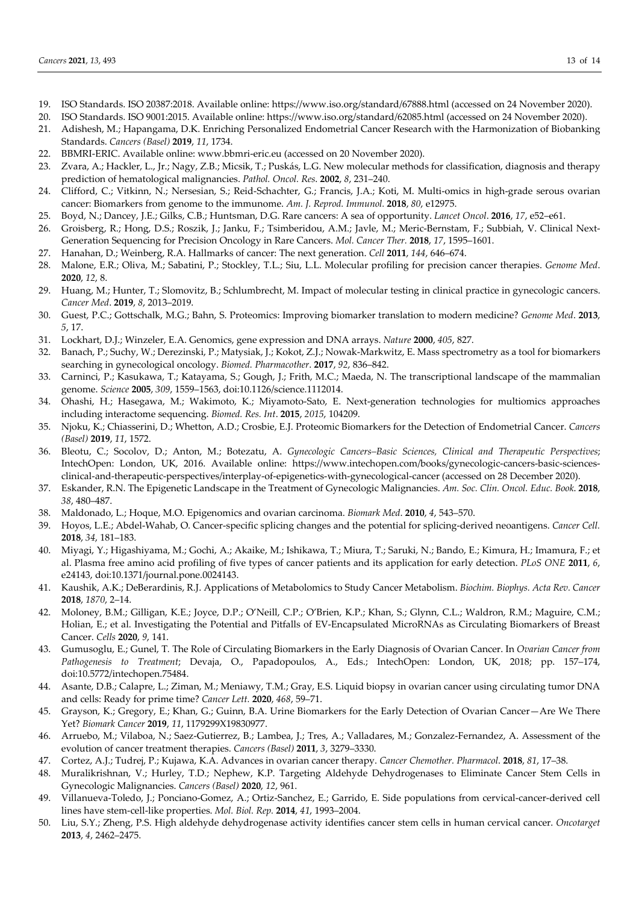19. ISO Standards. ISO 20387:2018. Available online: https://www.iso.org/standard/67888.html (accessed on 24 November 2020).
20. ISO Standards. ISO 9001:2015. Available online: https://www.iso.org/standard/62085.html (accessed on 24 November 2020).
21. Adishesh, M.; Hapangama, D.K. Enriching Personalized Endometrial Cancer Research with the Harmonization of Biobanking Standards. *Cancers (Basel)* **2019**, *11*, 1734.
22. BBMRI-ERIC. Available online: www.bbmri-eric.eu (accessed on 20 November 2020).
23. Zvara, A.; Hackler, L., Jr.; Nagy, Z.B.; Micsik, T.; Puskás, L.G. New molecular methods for classification, diagnosis and therapy prediction of hematological malignancies. *Pathol. Oncol. Res.* **2002**, *8*, 231–240.
24. Clifford, C.; Vitkinn, N.; Nersesian, S.; Reid-Schachter, G.; Francis, J.A.; Koti, M. Multi-omics in high-grade serous ovarian cancer: Biomarkers from genome to the immunome. *Am. J. Reprod. Immunol.* **2018**, *80*, e12975.
25. Boyd, N.; Dancey, J.E.; Gilks, C.B.; Huntsman, D.G. Rare cancers: A sea of opportunity. *Lancet Oncol*. **2016**, *17*, e52–e61.
26. Groisberg, R.; Hong, D.S.; Roszik, J.; Janku, F.; Tsimberidou, A.M.; Javle, M.; Meric-Bernstam, F.; Subbiah, V. Clinical Next-Generation Sequencing for Precision Oncology in Rare Cancers. *Mol. Cancer Ther.* **2018**, *17*, 1595–1601.
27. Hanahan, D.; Weinberg, R.A. Hallmarks of cancer: The next generation. *Cell* **2011**, *144*, 646–674.
28. Malone, E.R.; Oliva, M.; Sabatini, P.; Stockley, T.L.; Siu, L.L. Molecular profiling for precision cancer therapies. *Genome Med*. **2020**, *12*, 8.
29. Huang, M.; Hunter, T.; Slomovitz, B.; Schlumbrecht, M. Impact of molecular testing in clinical practice in gynecologic cancers. *Cancer Med*. **2019**, *8*, 2013–2019.
30. Guest, P.C.; Gottschalk, M.G.; Bahn, S. Proteomics: Improving biomarker translation to modern medicine? *Genome Med*. **2013**, *5*, 17.
31. Lockhart, D.J.; Winzeler, E.A. Genomics, gene expression and DNA arrays. *Nature* **2000**, *405*, 827.
32. Banach, P.; Suchy, W.; Derezinski, P.; Matysiak, J.; Kokot, Z.J.; Nowak-Markwitz, E. Mass spectrometry as a tool for biomarkers searching in gynecological oncology. *Biomed. Pharmacother*. **2017**, *92*, 836–842.
33. Carninci, P.; Kasukawa, T.; Katayama, S.; Gough, J.; Frith, M.C.; Maeda, N. The transcriptional landscape of the mammalian genome. *Science* **2005**, *309*, 1559–1563, doi:10.1126/science.1112014.
34. Ohashi, H.; Hasegawa, M.; Wakimoto, K.; Miyamoto-Sato, E. Next-generation technologies for multiomics approaches including interactome sequencing. *Biomed. Res. Int*. **2015**, *2015*, 104209.
35. Njoku, K.; Chiasserini, D.; Whetton, A.D.; Crosbie, E.J. Proteomic Biomarkers for the Detection of Endometrial Cancer. *Cancers (Basel)* **2019**, *11*, 1572.
36. Bleotu, C.; Socolov, D.; Anton, M.; Botezatu, A. *Gynecologic Cancers–Basic Sciences, Clinical and Therapeutic Perspectives*; IntechOpen: London, UK, 2016. Available online: https://www.intechopen.com/books/gynecologic-cancers-basic-sciences-clinical-and-therapeutic-perspectives/interplay-of-epigenetics-with-gynecological-cancer (accessed on 28 December 2020).
37. Eskander, R.N. The Epigenetic Landscape in the Treatment of Gynecologic Malignancies. *Am. Soc. Clin. Oncol. Educ. Book.* **2018**, *38*, 480–487.
38. Maldonado, L.; Hoque, M.O. Epigenomics and ovarian carcinoma. *Biomark Med*. **2010**, *4*, 543–570.
39. Hoyos, L.E.; Abdel-Wahab, O. Cancer-specific splicing changes and the potential for splicing-derived neoantigens. *Cancer Cell*. **2018**, *34*, 181–183.
40. Miyagi, Y.; Higashiyama, M.; Gochi, A.; Akaike, M.; Ishikawa, T.; Miura, T.; Saruki, N.; Bando, E.; Kimura, H.; Imamura, F.; et al. Plasma free amino acid profiling of five types of cancer patients and its application for early detection. *PLoS ONE* **2011**, *6*, e24143, doi:10.1371/journal.pone.0024143.
41. Kaushik, A.K.; DeBerardinis, R.J. Applications of Metabolomics to Study Cancer Metabolism. *Biochim. Biophys. Acta Rev. Cancer* **2018**, *1870*, 2–14.
42. Moloney, B.M.; Gilligan, K.E.; Joyce, D.P.; O'Neill, C.P.; O'Brien, K.P.; Khan, S.; Glynn, C.L.; Waldron, R.M.; Maguire, C.M.; Holian, E.; et al. Investigating the Potential and Pitfalls of EV-Encapsulated MicroRNAs as Circulating Biomarkers of Breast Cancer. *Cells* **2020**, *9*, 141.
43. Gumusoglu, E.; Gunel, T. The Role of Circulating Biomarkers in the Early Diagnosis of Ovarian Cancer. In *Ovarian Cancer from Pathogenesis to Treatment*; Devaja, O., Papadopoulos, A., Eds.; IntechOpen: London, UK, 2018; pp. 157–174, doi:10.5772/intechopen.75484.
44. Asante, D.B.; Calapre, L.; Ziman, M.; Meniawy, T.M.; Gray, E.S. Liquid biopsy in ovarian cancer using circulating tumor DNA and cells: Ready for prime time? *Cancer Lett.* **2020**, *468*, 59–71.
45. Grayson, K.; Gregory, E.; Khan, G.; Guinn, B.A. Urine Biomarkers for the Early Detection of Ovarian Cancer—Are We There Yet? *Biomark Cancer* **2019**, *11*, 1179299X19830977.
46. Arruebo, M.; Vilaboa, N.; Saez-Gutierrez, B.; Lambea, J.; Tres, A.; Valladares, M.; Gonzalez-Fernandez, A. Assessment of the evolution of cancer treatment therapies. *Cancers (Basel)* **2011**, *3*, 3279–3330.
47. Cortez, A.J.; Tudrej, P.; Kujawa, K.A. Advances in ovarian cancer therapy. *Cancer Chemother. Pharmacol*. **2018**, *81*, 17–38.
48. Muralikrishnan, V.; Hurley, T.D.; Nephew, K.P. Targeting Aldehyde Dehydrogenases to Eliminate Cancer Stem Cells in Gynecologic Malignancies. *Cancers (Basel)* **2020**, *12*, 961.
49. Villanueva-Toledo, J.; Ponciano-Gomez, A.; Ortiz-Sanchez, E.; Garrido, E. Side populations from cervical-cancer-derived cell lines have stem-cell-like properties. *Mol. Biol. Rep.* **2014**, *41*, 1993–2004.
50. Liu, S.Y.; Zheng, P.S. High aldehyde dehydrogenase activity identifies cancer stem cells in human cervical cancer. *Oncotarget* **2013**, *4*, 2462–2475.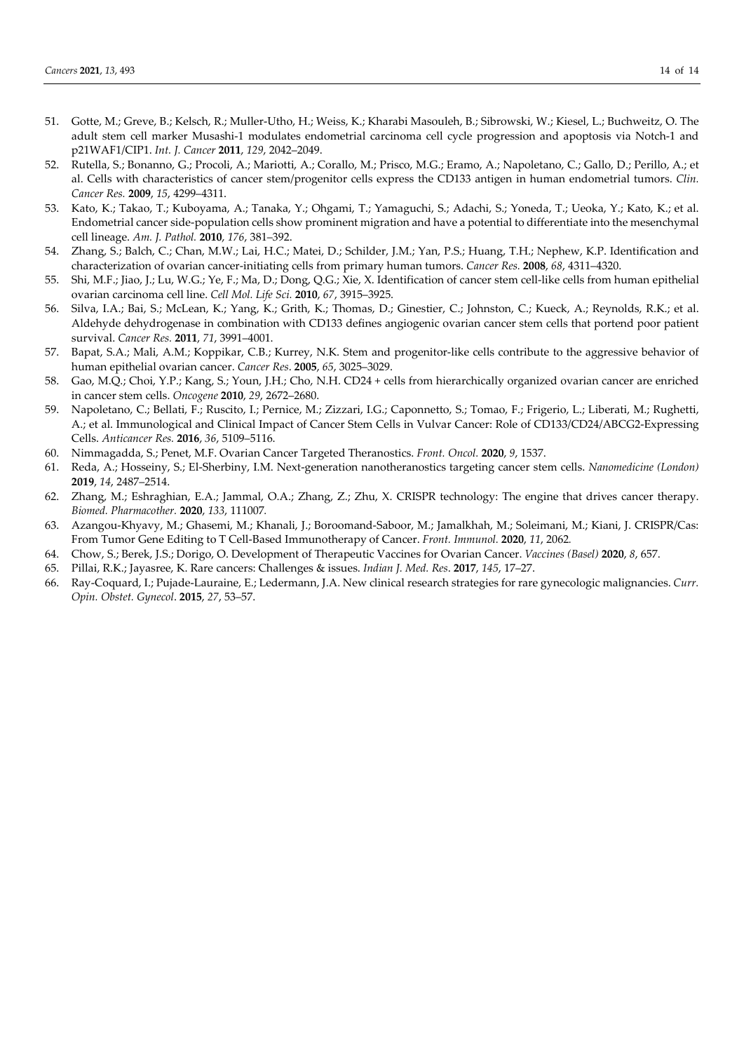51. Gotte, M.; Greve, B.; Kelsch, R.; Muller-Utho, H.; Weiss, K.; Kharabi Masouleh, B.; Sibrowski, W.; Kiesel, L.; Buchweitz, O. The adult stem cell marker Musashi-1 modulates endometrial carcinoma cell cycle progression and apoptosis via Notch-1 and p21WAF1/CIP1. *Int. J. Cancer* **2011**, *129*, 2042–2049.
52. Rutella, S.; Bonanno, G.; Procoli, A.; Mariotti, A.; Corallo, M.; Prisco, M.G.; Eramo, A.; Napoletano, C.; Gallo, D.; Perillo, A.; et al. Cells with characteristics of cancer stem/progenitor cells express the CD133 antigen in human endometrial tumors. *Clin. Cancer Res.* **2009**, *15*, 4299–4311.
53. Kato, K.; Takao, T.; Kuboyama, A.; Tanaka, Y.; Ohgami, T.; Yamaguchi, S.; Adachi, S.; Yoneda, T.; Ueoka, Y.; Kato, K.; et al. Endometrial cancer side-population cells show prominent migration and have a potential to differentiate into the mesenchymal cell lineage. *Am. J. Pathol.* **2010**, *176*, 381–392.
54. Zhang, S.; Balch, C.; Chan, M.W.; Lai, H.C.; Matei, D.; Schilder, J.M.; Yan, P.S.; Huang, T.H.; Nephew, K.P. Identification and characterization of ovarian cancer-initiating cells from primary human tumors. *Cancer Res.* **2008**, *68*, 4311–4320.
55. Shi, M.F.; Jiao, J.; Lu, W.G.; Ye, F.; Ma, D.; Dong, Q.G.; Xie, X. Identification of cancer stem cell-like cells from human epithelial ovarian carcinoma cell line. *Cell Mol. Life Sci.* **2010**, *67*, 3915–3925.
56. Silva, I.A.; Bai, S.; McLean, K.; Yang, K.; Grith, K.; Thomas, D.; Ginestier, C.; Johnston, C.; Kueck, A.; Reynolds, R.K.; et al. Aldehyde dehydrogenase in combination with CD133 defines angiogenic ovarian cancer stem cells that portend poor patient survival. *Cancer Res.* **2011**, *71*, 3991–4001.
57. Bapat, S.A.; Mali, A.M.; Koppikar, C.B.; Kurrey, N.K. Stem and progenitor-like cells contribute to the aggressive behavior of human epithelial ovarian cancer. *Cancer Res*. **2005**, *65*, 3025–3029.
58. Gao, M.Q.; Choi, Y.P.; Kang, S.; Youn, J.H.; Cho, N.H. CD24 + cells from hierarchically organized ovarian cancer are enriched in cancer stem cells. *Oncogene* **2010**, *29*, 2672–2680.
59. Napoletano, C.; Bellati, F.; Ruscito, I.; Pernice, M.; Zizzari, I.G.; Caponnetto, S.; Tomao, F.; Frigerio, L.; Liberati, M.; Rughetti, A.; et al. Immunological and Clinical Impact of Cancer Stem Cells in Vulvar Cancer: Role of CD133/CD24/ABCG2-Expressing Cells. *Anticancer Res.* **2016**, *36*, 5109–5116.
60. Nimmagadda, S.; Penet, M.F. Ovarian Cancer Targeted Theranostics. *Front. Oncol.* **2020**, *9*, 1537.
61. Reda, A.; Hosseiny, S.; El-Sherbiny, I.M. Next-generation nanotheranostics targeting cancer stem cells. *Nanomedicine (London)* **2019**, *14*, 2487–2514.
62. Zhang, M.; Eshraghian, E.A.; Jammal, O.A.; Zhang, Z.; Zhu, X. CRISPR technology: The engine that drives cancer therapy. *Biomed. Pharmacother.* **2020**, *133*, 111007.
63. Azangou-Khyavy, M.; Ghasemi, M.; Khanali, J.; Boroomand-Saboor, M.; Jamalkhah, M.; Soleimani, M.; Kiani, J. CRISPR/Cas: From Tumor Gene Editing to T Cell-Based Immunotherapy of Cancer. *Front. Immunol.* **2020**, *11*, 2062.
64. Chow, S.; Berek, J.S.; Dorigo, O. Development of Therapeutic Vaccines for Ovarian Cancer. *Vaccines (Basel)* **2020**, *8*, 657.
65. Pillai, R.K.; Jayasree, K. Rare cancers: Challenges & issues. *Indian J. Med. Res*. **2017**, *145*, 17–27.
66. Ray-Coquard, I.; Pujade-Lauraine, E.; Ledermann, J.A. New clinical research strategies for rare gynecologic malignancies. *Curr. Opin. Obstet. Gynecol*. **2015**, *27*, 53–57.